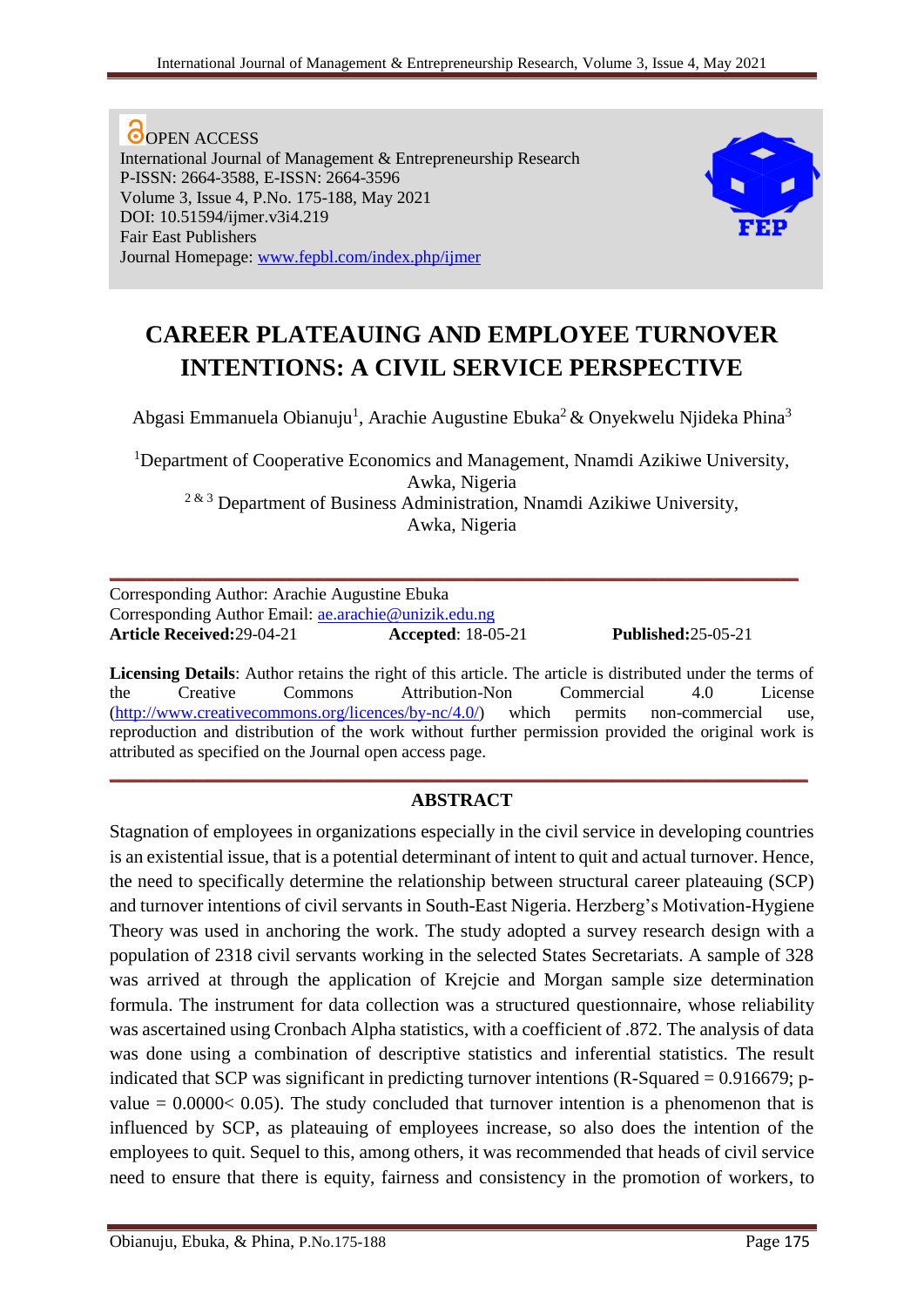OPEN ACCESS
International Journal of Management & Entrepreneurship Research
P-ISSN: 2664-3588, E-ISSN: 2664-3596
Volume 3, Issue 4, P.No. 175-188, May 2021
DOI: 10.51594/ijmer.v3i4.219
Fair East Publishers
Journal Homepage: www.fepbl.com/index.php/ijmer

# CAREER PLATEAUING AND EMPLOYEE TURNOVER INTENTIONS: A CIVIL SERVICE PERSPECTIVE

Abgasi Emmanuela Obianuju[1], Arachie Augustine Ebuka[2] & Onyekwelu Njideka Phina[3]

[1]Department of Cooperative Economics and Management, Nnamdi Azikiwe University, Awka, Nigeria

[2 & 3] Department of Business Administration, Nnamdi Azikiwe University, Awka, Nigeria

Corresponding Author: Arachie Augustine Ebuka
Corresponding Author Email: ae.arachie@unizik.edu.ng
**Article Received:**29-04-21 **Accepted**: 18-05-21 **Published:**25-05-21

**Licensing Details**: Author retains the right of this article. The article is distributed under the terms of the Creative Commons Attribution-Non Commercial 4.0 License (http://www.creativecommons.org/licences/by-nc/4.0/) which permits non-commercial use, reproduction and distribution of the work without further permission provided the original work is attributed as specified on the Journal open access page.

## ABSTRACT

Stagnation of employees in organizations especially in the civil service in developing countries is an existential issue, that is a potential determinant of intent to quit and actual turnover. Hence, the need to specifically determine the relationship between structural career plateauing (SCP) and turnover intentions of civil servants in South-East Nigeria. Herzberg's Motivation-Hygiene Theory was used in anchoring the work. The study adopted a survey research design with a population of 2318 civil servants working in the selected States Secretariats. A sample of 328 was arrived at through the application of Krejcie and Morgan sample size determination formula. The instrument for data collection was a structured questionnaire, whose reliability was ascertained using Cronbach Alpha statistics, with a coefficient of .872. The analysis of data was done using a combination of descriptive statistics and inferential statistics. The result indicated that SCP was significant in predicting turnover intentions (R-Squared = 0.916679; p-value = 0.0000< 0.05). The study concluded that turnover intention is a phenomenon that is influenced by SCP, as plateauing of employees increase, so also does the intention of the employees to quit. Sequel to this, among others, it was recommended that heads of civil service need to ensure that there is equity, fairness and consistency in the promotion of workers, to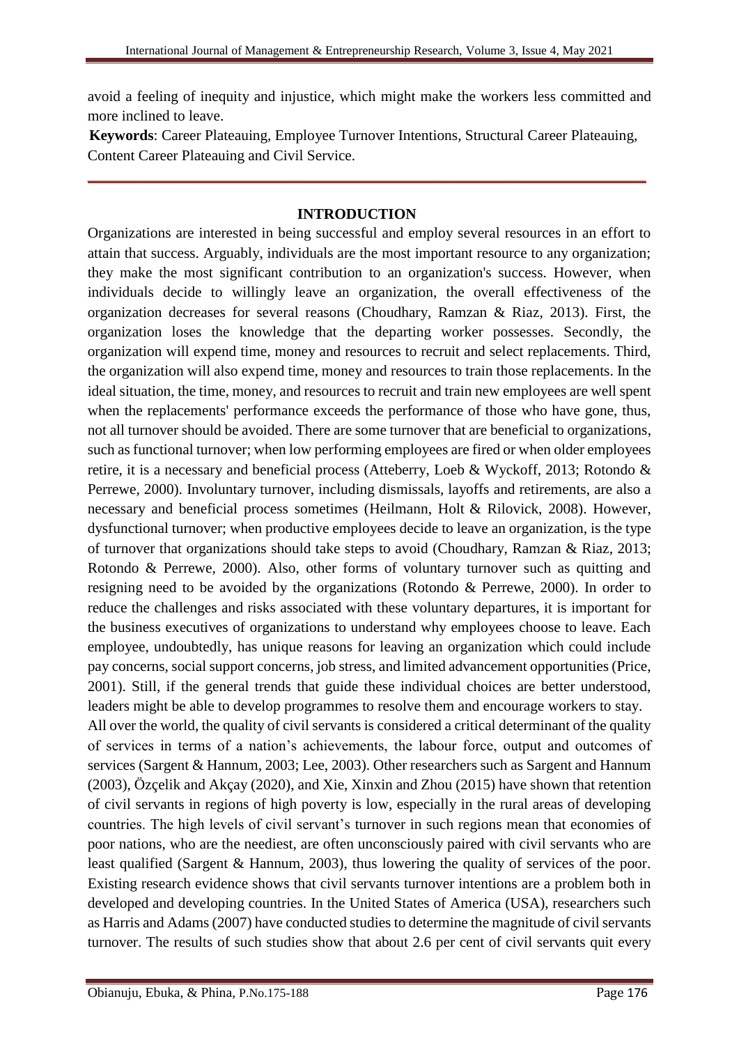avoid a feeling of inequity and injustice, which might make the workers less committed and more inclined to leave.

**Keywords**: Career Plateauing, Employee Turnover Intentions, Structural Career Plateauing, Content Career Plateauing and Civil Service.

## INTRODUCTION

Organizations are interested in being successful and employ several resources in an effort to attain that success. Arguably, individuals are the most important resource to any organization; they make the most significant contribution to an organization's success. However, when individuals decide to willingly leave an organization, the overall effectiveness of the organization decreases for several reasons (Choudhary, Ramzan & Riaz, 2013). First, the organization loses the knowledge that the departing worker possesses. Secondly, the organization will expend time, money and resources to recruit and select replacements. Third, the organization will also expend time, money and resources to train those replacements. In the ideal situation, the time, money, and resources to recruit and train new employees are well spent when the replacements' performance exceeds the performance of those who have gone, thus, not all turnover should be avoided. There are some turnover that are beneficial to organizations, such as functional turnover; when low performing employees are fired or when older employees retire, it is a necessary and beneficial process (Atteberry, Loeb & Wyckoff, 2013; Rotondo & Perrewe, 2000). Involuntary turnover, including dismissals, layoffs and retirements, are also a necessary and beneficial process sometimes (Heilmann, Holt & Rilovick, 2008). However, dysfunctional turnover; when productive employees decide to leave an organization, is the type of turnover that organizations should take steps to avoid (Choudhary, Ramzan & Riaz, 2013; Rotondo & Perrewe, 2000). Also, other forms of voluntary turnover such as quitting and resigning need to be avoided by the organizations (Rotondo & Perrewe, 2000). In order to reduce the challenges and risks associated with these voluntary departures, it is important for the business executives of organizations to understand why employees choose to leave. Each employee, undoubtedly, has unique reasons for leaving an organization which could include pay concerns, social support concerns, job stress, and limited advancement opportunities (Price, 2001). Still, if the general trends that guide these individual choices are better understood, leaders might be able to develop programmes to resolve them and encourage workers to stay.

All over the world, the quality of civil servants is considered a critical determinant of the quality of services in terms of a nation's achievements, the labour force, output and outcomes of services (Sargent & Hannum, 2003; Lee, 2003). Other researchers such as Sargent and Hannum (2003), Özçelik and Akçay (2020), and Xie, Xinxin and Zhou (2015) have shown that retention of civil servants in regions of high poverty is low, especially in the rural areas of developing countries. The high levels of civil servant's turnover in such regions mean that economies of poor nations, who are the neediest, are often unconsciously paired with civil servants who are least qualified (Sargent & Hannum, 2003), thus lowering the quality of services of the poor. Existing research evidence shows that civil servants turnover intentions are a problem both in developed and developing countries. In the United States of America (USA), researchers such as Harris and Adams (2007) have conducted studies to determine the magnitude of civil servants turnover. The results of such studies show that about 2.6 per cent of civil servants quit every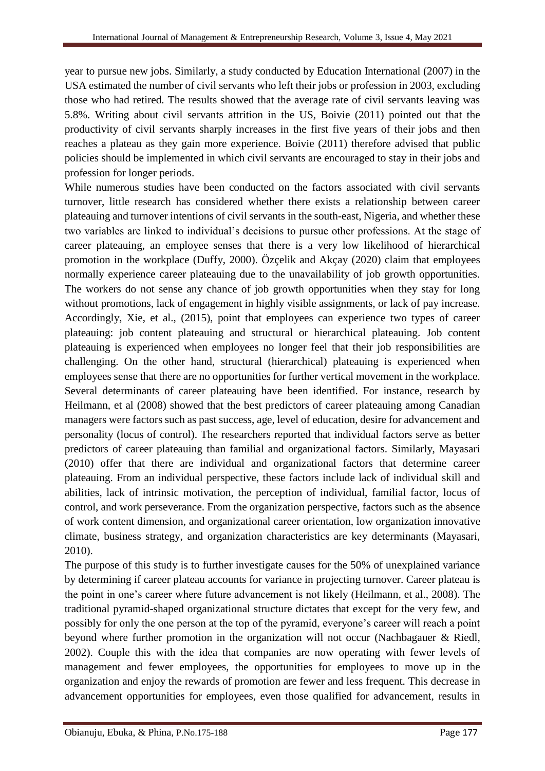year to pursue new jobs. Similarly, a study conducted by Education International (2007) in the USA estimated the number of civil servants who left their jobs or profession in 2003, excluding those who had retired. The results showed that the average rate of civil servants leaving was 5.8%. Writing about civil servants attrition in the US, Boivie (2011) pointed out that the productivity of civil servants sharply increases in the first five years of their jobs and then reaches a plateau as they gain more experience. Boivie (2011) therefore advised that public policies should be implemented in which civil servants are encouraged to stay in their jobs and profession for longer periods.

While numerous studies have been conducted on the factors associated with civil servants turnover, little research has considered whether there exists a relationship between career plateauing and turnover intentions of civil servants in the south-east, Nigeria, and whether these two variables are linked to individual's decisions to pursue other professions. At the stage of career plateauing, an employee senses that there is a very low likelihood of hierarchical promotion in the workplace (Duffy, 2000). Özçelik and Akçay (2020) claim that employees normally experience career plateauing due to the unavailability of job growth opportunities. The workers do not sense any chance of job growth opportunities when they stay for long without promotions, lack of engagement in highly visible assignments, or lack of pay increase. Accordingly, Xie, et al., (2015), point that employees can experience two types of career plateauing: job content plateauing and structural or hierarchical plateauing. Job content plateauing is experienced when employees no longer feel that their job responsibilities are challenging. On the other hand, structural (hierarchical) plateauing is experienced when employees sense that there are no opportunities for further vertical movement in the workplace. Several determinants of career plateauing have been identified. For instance, research by Heilmann, et al (2008) showed that the best predictors of career plateauing among Canadian managers were factors such as past success, age, level of education, desire for advancement and personality (locus of control). The researchers reported that individual factors serve as better predictors of career plateauing than familial and organizational factors. Similarly, Mayasari (2010) offer that there are individual and organizational factors that determine career plateauing. From an individual perspective, these factors include lack of individual skill and abilities, lack of intrinsic motivation, the perception of individual, familial factor, locus of control, and work perseverance. From the organization perspective, factors such as the absence of work content dimension, and organizational career orientation, low organization innovative climate, business strategy, and organization characteristics are key determinants (Mayasari, 2010).

The purpose of this study is to further investigate causes for the 50% of unexplained variance by determining if career plateau accounts for variance in projecting turnover. Career plateau is the point in one's career where future advancement is not likely (Heilmann, et al., 2008). The traditional pyramid-shaped organizational structure dictates that except for the very few, and possibly for only the one person at the top of the pyramid, everyone's career will reach a point beyond where further promotion in the organization will not occur (Nachbagauer & Riedl, 2002). Couple this with the idea that companies are now operating with fewer levels of management and fewer employees, the opportunities for employees to move up in the organization and enjoy the rewards of promotion are fewer and less frequent. This decrease in advancement opportunities for employees, even those qualified for advancement, results in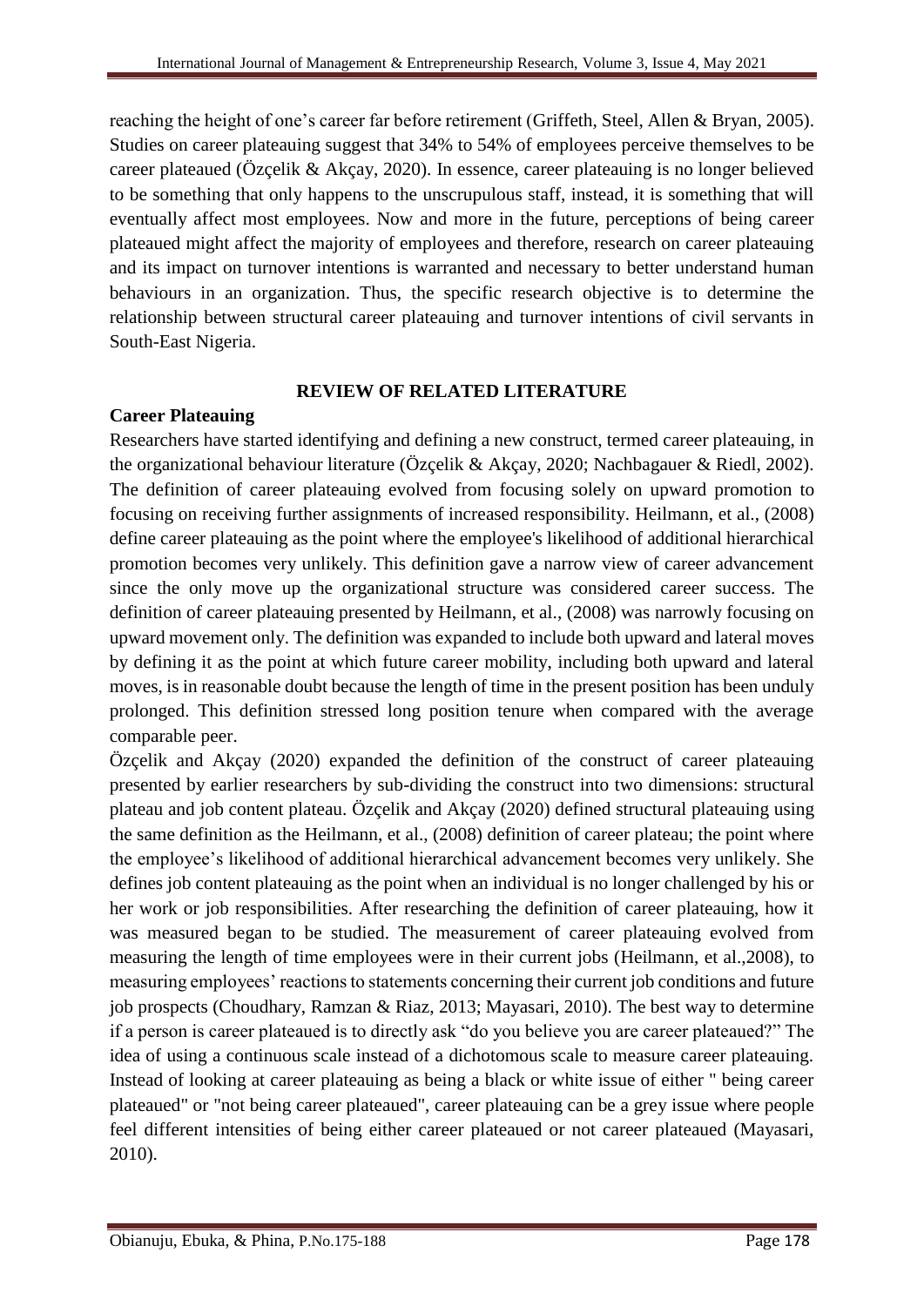reaching the height of one's career far before retirement (Griffeth, Steel, Allen & Bryan, 2005). Studies on career plateauing suggest that 34% to 54% of employees perceive themselves to be career plateaued (Özçelik & Akçay, 2020). In essence, career plateauing is no longer believed to be something that only happens to the unscrupulous staff, instead, it is something that will eventually affect most employees. Now and more in the future, perceptions of being career plateaued might affect the majority of employees and therefore, research on career plateauing and its impact on turnover intentions is warranted and necessary to better understand human behaviours in an organization. Thus, the specific research objective is to determine the relationship between structural career plateauing and turnover intentions of civil servants in South-East Nigeria.

## REVIEW OF RELATED LITERATURE

### Career Plateauing

Researchers have started identifying and defining a new construct, termed career plateauing, in the organizational behaviour literature (Özçelik & Akçay, 2020; Nachbagauer & Riedl, 2002). The definition of career plateauing evolved from focusing solely on upward promotion to focusing on receiving further assignments of increased responsibility. Heilmann, et al., (2008) define career plateauing as the point where the employee's likelihood of additional hierarchical promotion becomes very unlikely. This definition gave a narrow view of career advancement since the only move up the organizational structure was considered career success. The definition of career plateauing presented by Heilmann, et al., (2008) was narrowly focusing on upward movement only. The definition was expanded to include both upward and lateral moves by defining it as the point at which future career mobility, including both upward and lateral moves, is in reasonable doubt because the length of time in the present position has been unduly prolonged. This definition stressed long position tenure when compared with the average comparable peer.

Özçelik and Akçay (2020) expanded the definition of the construct of career plateauing presented by earlier researchers by sub-dividing the construct into two dimensions: structural plateau and job content plateau. Özçelik and Akçay (2020) defined structural plateauing using the same definition as the Heilmann, et al., (2008) definition of career plateau; the point where the employee's likelihood of additional hierarchical advancement becomes very unlikely. She defines job content plateauing as the point when an individual is no longer challenged by his or her work or job responsibilities. After researching the definition of career plateauing, how it was measured began to be studied. The measurement of career plateauing evolved from measuring the length of time employees were in their current jobs (Heilmann, et al.,2008), to measuring employees' reactions to statements concerning their current job conditions and future job prospects (Choudhary, Ramzan & Riaz, 2013; Mayasari, 2010). The best way to determine if a person is career plateaued is to directly ask "do you believe you are career plateaued?" The idea of using a continuous scale instead of a dichotomous scale to measure career plateauing. Instead of looking at career plateauing as being a black or white issue of either " being career plateaued" or "not being career plateaued", career plateauing can be a grey issue where people feel different intensities of being either career plateaued or not career plateaued (Mayasari, 2010).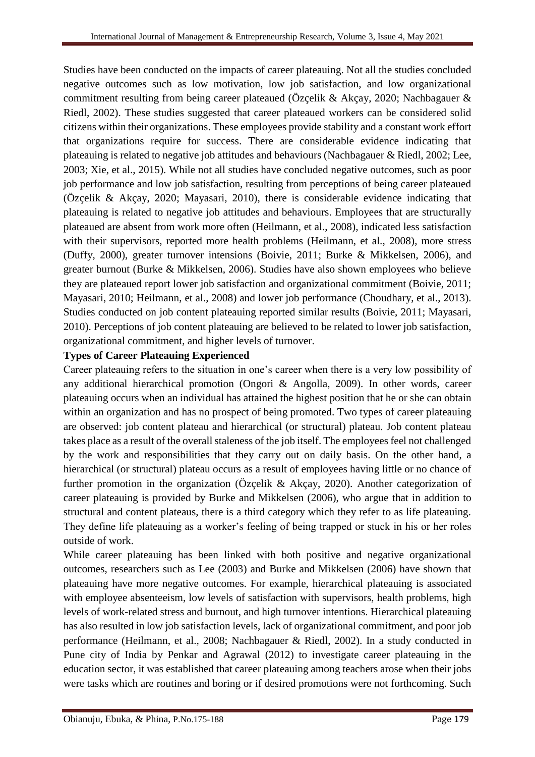Studies have been conducted on the impacts of career plateauing. Not all the studies concluded negative outcomes such as low motivation, low job satisfaction, and low organizational commitment resulting from being career plateaued (Özçelik & Akçay, 2020; Nachbagauer & Riedl, 2002). These studies suggested that career plateaued workers can be considered solid citizens within their organizations. These employees provide stability and a constant work effort that organizations require for success. There are considerable evidence indicating that plateauing is related to negative job attitudes and behaviours (Nachbagauer & Riedl, 2002; Lee, 2003; Xie, et al., 2015). While not all studies have concluded negative outcomes, such as poor job performance and low job satisfaction, resulting from perceptions of being career plateaued (Özçelik & Akçay, 2020; Mayasari, 2010), there is considerable evidence indicating that plateauing is related to negative job attitudes and behaviours. Employees that are structurally plateaued are absent from work more often (Heilmann, et al., 2008), indicated less satisfaction with their supervisors, reported more health problems (Heilmann, et al., 2008), more stress (Duffy, 2000), greater turnover intensions (Boivie, 2011; Burke & Mikkelsen, 2006), and greater burnout (Burke & Mikkelsen, 2006). Studies have also shown employees who believe they are plateaued report lower job satisfaction and organizational commitment (Boivie, 2011; Mayasari, 2010; Heilmann, et al., 2008) and lower job performance (Choudhary, et al., 2013). Studies conducted on job content plateauing reported similar results (Boivie, 2011; Mayasari, 2010). Perceptions of job content plateauing are believed to be related to lower job satisfaction, organizational commitment, and higher levels of turnover.

**Types of Career Plateauing Experienced**

Career plateauing refers to the situation in one's career when there is a very low possibility of any additional hierarchical promotion (Ongori & Angolla, 2009). In other words, career plateauing occurs when an individual has attained the highest position that he or she can obtain within an organization and has no prospect of being promoted. Two types of career plateauing are observed: job content plateau and hierarchical (or structural) plateau. Job content plateau takes place as a result of the overall staleness of the job itself. The employees feel not challenged by the work and responsibilities that they carry out on daily basis. On the other hand, a hierarchical (or structural) plateau occurs as a result of employees having little or no chance of further promotion in the organization (Özçelik & Akçay, 2020). Another categorization of career plateauing is provided by Burke and Mikkelsen (2006), who argue that in addition to structural and content plateaus, there is a third category which they refer to as life plateauing. They define life plateauing as a worker's feeling of being trapped or stuck in his or her roles outside of work.

While career plateauing has been linked with both positive and negative organizational outcomes, researchers such as Lee (2003) and Burke and Mikkelsen (2006) have shown that plateauing have more negative outcomes. For example, hierarchical plateauing is associated with employee absenteeism, low levels of satisfaction with supervisors, health problems, high levels of work-related stress and burnout, and high turnover intentions. Hierarchical plateauing has also resulted in low job satisfaction levels, lack of organizational commitment, and poor job performance (Heilmann, et al., 2008; Nachbagauer & Riedl, 2002). In a study conducted in Pune city of India by Penkar and Agrawal (2012) to investigate career plateauing in the education sector, it was established that career plateauing among teachers arose when their jobs were tasks which are routines and boring or if desired promotions were not forthcoming. Such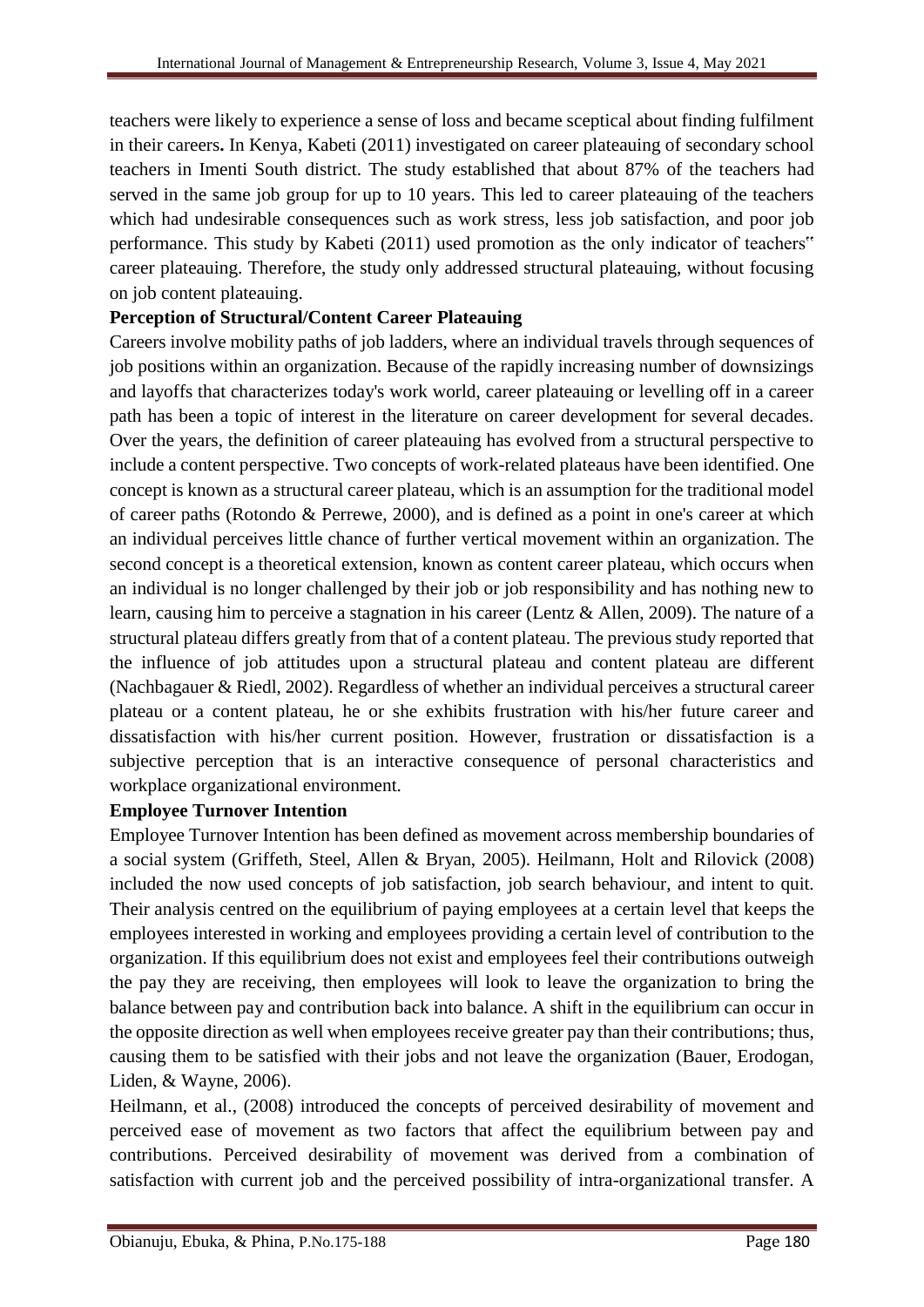teachers were likely to experience a sense of loss and became sceptical about finding fulfilment in their careers**.** In Kenya, Kabeti (2011) investigated on career plateauing of secondary school teachers in Imenti South district. The study established that about 87% of the teachers had served in the same job group for up to 10 years. This led to career plateauing of the teachers which had undesirable consequences such as work stress, less job satisfaction, and poor job performance. This study by Kabeti (2011) used promotion as the only indicator of teachers‟ career plateauing. Therefore, the study only addressed structural plateauing, without focusing on job content plateauing.

**Perception of Structural/Content Career Plateauing**

Careers involve mobility paths of job ladders, where an individual travels through sequences of job positions within an organization. Because of the rapidly increasing number of downsizings and layoffs that characterizes today's work world, career plateauing or levelling off in a career path has been a topic of interest in the literature on career development for several decades. Over the years, the definition of career plateauing has evolved from a structural perspective to include a content perspective. Two concepts of work-related plateaus have been identified. One concept is known as a structural career plateau, which is an assumption for the traditional model of career paths (Rotondo & Perrewe, 2000), and is defined as a point in one's career at which an individual perceives little chance of further vertical movement within an organization. The second concept is a theoretical extension, known as content career plateau, which occurs when an individual is no longer challenged by their job or job responsibility and has nothing new to learn, causing him to perceive a stagnation in his career (Lentz & Allen, 2009). The nature of a structural plateau differs greatly from that of a content plateau. The previous study reported that the influence of job attitudes upon a structural plateau and content plateau are different (Nachbagauer & Riedl, 2002). Regardless of whether an individual perceives a structural career plateau or a content plateau, he or she exhibits frustration with his/her future career and dissatisfaction with his/her current position. However, frustration or dissatisfaction is a subjective perception that is an interactive consequence of personal characteristics and workplace organizational environment.

**Employee Turnover Intention**

Employee Turnover Intention has been defined as movement across membership boundaries of a social system (Griffeth, Steel, Allen & Bryan, 2005). Heilmann, Holt and Rilovick (2008) included the now used concepts of job satisfaction, job search behaviour, and intent to quit. Their analysis centred on the equilibrium of paying employees at a certain level that keeps the employees interested in working and employees providing a certain level of contribution to the organization. If this equilibrium does not exist and employees feel their contributions outweigh the pay they are receiving, then employees will look to leave the organization to bring the balance between pay and contribution back into balance. A shift in the equilibrium can occur in the opposite direction as well when employees receive greater pay than their contributions; thus, causing them to be satisfied with their jobs and not leave the organization (Bauer, Erodogan, Liden, & Wayne, 2006).

Heilmann, et al., (2008) introduced the concepts of perceived desirability of movement and perceived ease of movement as two factors that affect the equilibrium between pay and contributions. Perceived desirability of movement was derived from a combination of satisfaction with current job and the perceived possibility of intra-organizational transfer. A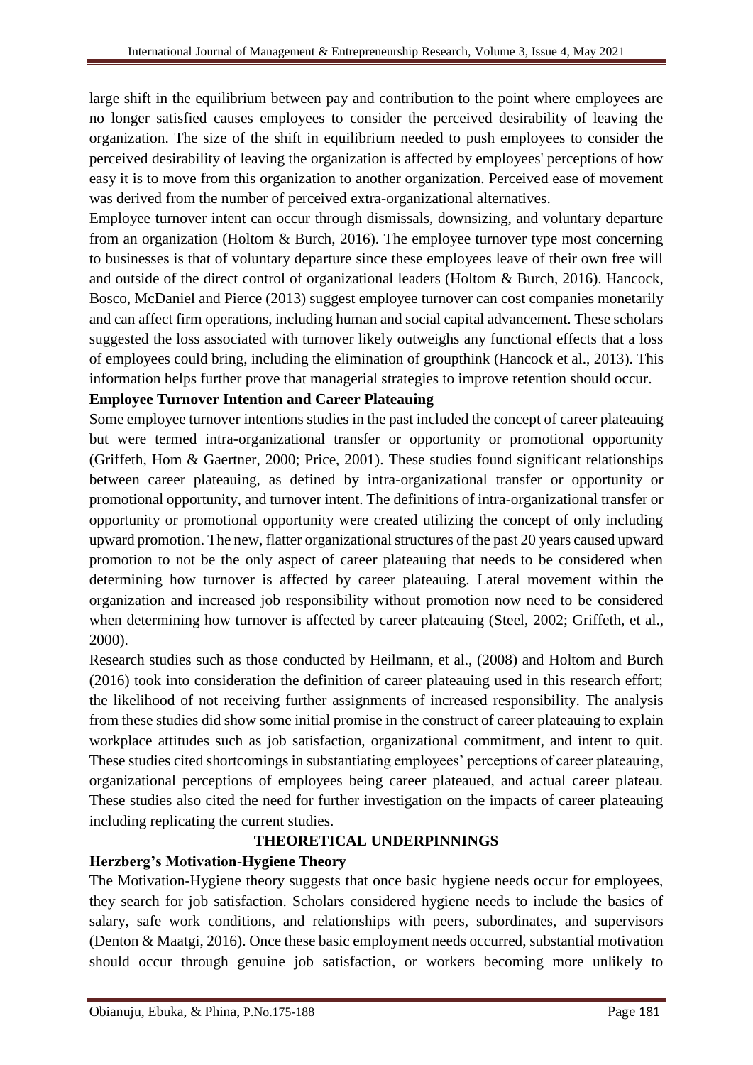large shift in the equilibrium between pay and contribution to the point where employees are no longer satisfied causes employees to consider the perceived desirability of leaving the organization. The size of the shift in equilibrium needed to push employees to consider the perceived desirability of leaving the organization is affected by employees' perceptions of how easy it is to move from this organization to another organization. Perceived ease of movement was derived from the number of perceived extra-organizational alternatives.

Employee turnover intent can occur through dismissals, downsizing, and voluntary departure from an organization (Holtom & Burch, 2016). The employee turnover type most concerning to businesses is that of voluntary departure since these employees leave of their own free will and outside of the direct control of organizational leaders (Holtom & Burch, 2016). Hancock, Bosco, McDaniel and Pierce (2013) suggest employee turnover can cost companies monetarily and can affect firm operations, including human and social capital advancement. These scholars suggested the loss associated with turnover likely outweighs any functional effects that a loss of employees could bring, including the elimination of groupthink (Hancock et al., 2013). This information helps further prove that managerial strategies to improve retention should occur.

### Employee Turnover Intention and Career Plateauing

Some employee turnover intentions studies in the past included the concept of career plateauing but were termed intra-organizational transfer or opportunity or promotional opportunity (Griffeth, Hom & Gaertner, 2000; Price, 2001). These studies found significant relationships between career plateauing, as defined by intra-organizational transfer or opportunity or promotional opportunity, and turnover intent. The definitions of intra-organizational transfer or opportunity or promotional opportunity were created utilizing the concept of only including upward promotion. The new, flatter organizational structures of the past 20 years caused upward promotion to not be the only aspect of career plateauing that needs to be considered when determining how turnover is affected by career plateauing. Lateral movement within the organization and increased job responsibility without promotion now need to be considered when determining how turnover is affected by career plateauing (Steel, 2002; Griffeth, et al., 2000).

Research studies such as those conducted by Heilmann, et al., (2008) and Holtom and Burch (2016) took into consideration the definition of career plateauing used in this research effort; the likelihood of not receiving further assignments of increased responsibility. The analysis from these studies did show some initial promise in the construct of career plateauing to explain workplace attitudes such as job satisfaction, organizational commitment, and intent to quit. These studies cited shortcomings in substantiating employees' perceptions of career plateauing, organizational perceptions of employees being career plateaued, and actual career plateau. These studies also cited the need for further investigation on the impacts of career plateauing including replicating the current studies.

## THEORETICAL UNDERPINNINGS

### Herzberg's Motivation-Hygiene Theory

The Motivation-Hygiene theory suggests that once basic hygiene needs occur for employees, they search for job satisfaction. Scholars considered hygiene needs to include the basics of salary, safe work conditions, and relationships with peers, subordinates, and supervisors (Denton & Maatgi, 2016). Once these basic employment needs occurred, substantial motivation should occur through genuine job satisfaction, or workers becoming more unlikely to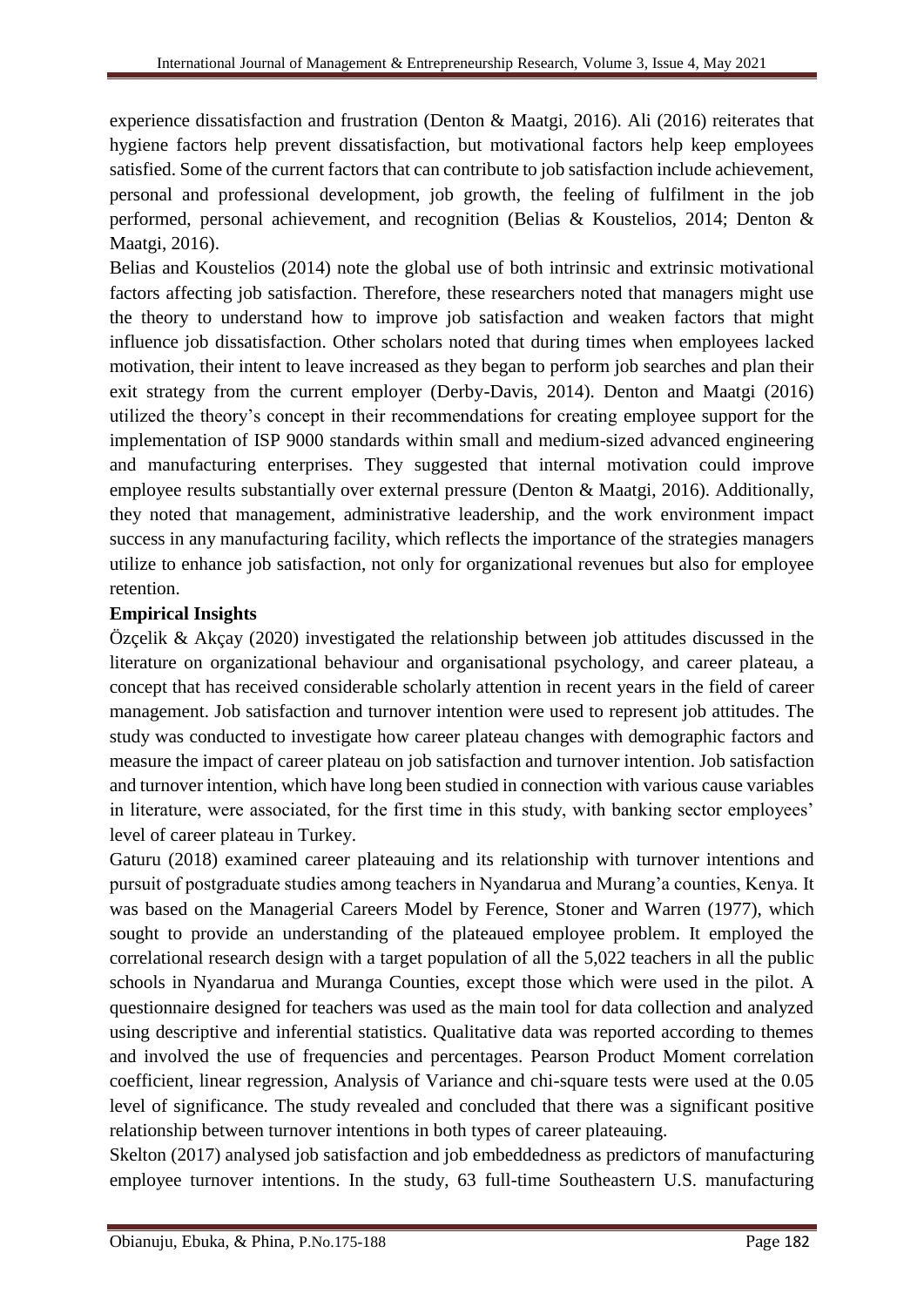experience dissatisfaction and frustration (Denton & Maatgi, 2016). Ali (2016) reiterates that hygiene factors help prevent dissatisfaction, but motivational factors help keep employees satisfied. Some of the current factors that can contribute to job satisfaction include achievement, personal and professional development, job growth, the feeling of fulfilment in the job performed, personal achievement, and recognition (Belias & Koustelios, 2014; Denton & Maatgi, 2016).

Belias and Koustelios (2014) note the global use of both intrinsic and extrinsic motivational factors affecting job satisfaction. Therefore, these researchers noted that managers might use the theory to understand how to improve job satisfaction and weaken factors that might influence job dissatisfaction. Other scholars noted that during times when employees lacked motivation, their intent to leave increased as they began to perform job searches and plan their exit strategy from the current employer (Derby-Davis, 2014). Denton and Maatgi (2016) utilized the theory's concept in their recommendations for creating employee support for the implementation of ISP 9000 standards within small and medium-sized advanced engineering and manufacturing enterprises. They suggested that internal motivation could improve employee results substantially over external pressure (Denton & Maatgi, 2016). Additionally, they noted that management, administrative leadership, and the work environment impact success in any manufacturing facility, which reflects the importance of the strategies managers utilize to enhance job satisfaction, not only for organizational revenues but also for employee retention.

**Empirical Insights**

Özçelik & Akçay (2020) investigated the relationship between job attitudes discussed in the literature on organizational behaviour and organisational psychology, and career plateau, a concept that has received considerable scholarly attention in recent years in the field of career management. Job satisfaction and turnover intention were used to represent job attitudes. The study was conducted to investigate how career plateau changes with demographic factors and measure the impact of career plateau on job satisfaction and turnover intention. Job satisfaction and turnover intention, which have long been studied in connection with various cause variables in literature, were associated, for the first time in this study, with banking sector employees' level of career plateau in Turkey.

Gaturu (2018) examined career plateauing and its relationship with turnover intentions and pursuit of postgraduate studies among teachers in Nyandarua and Murang'a counties, Kenya. It was based on the Managerial Careers Model by Ference, Stoner and Warren (1977), which sought to provide an understanding of the plateaued employee problem. It employed the correlational research design with a target population of all the 5,022 teachers in all the public schools in Nyandarua and Muranga Counties, except those which were used in the pilot. A questionnaire designed for teachers was used as the main tool for data collection and analyzed using descriptive and inferential statistics. Qualitative data was reported according to themes and involved the use of frequencies and percentages. Pearson Product Moment correlation coefficient, linear regression, Analysis of Variance and chi-square tests were used at the 0.05 level of significance. The study revealed and concluded that there was a significant positive relationship between turnover intentions in both types of career plateauing.

Skelton (2017) analysed job satisfaction and job embeddedness as predictors of manufacturing employee turnover intentions. In the study, 63 full-time Southeastern U.S. manufacturing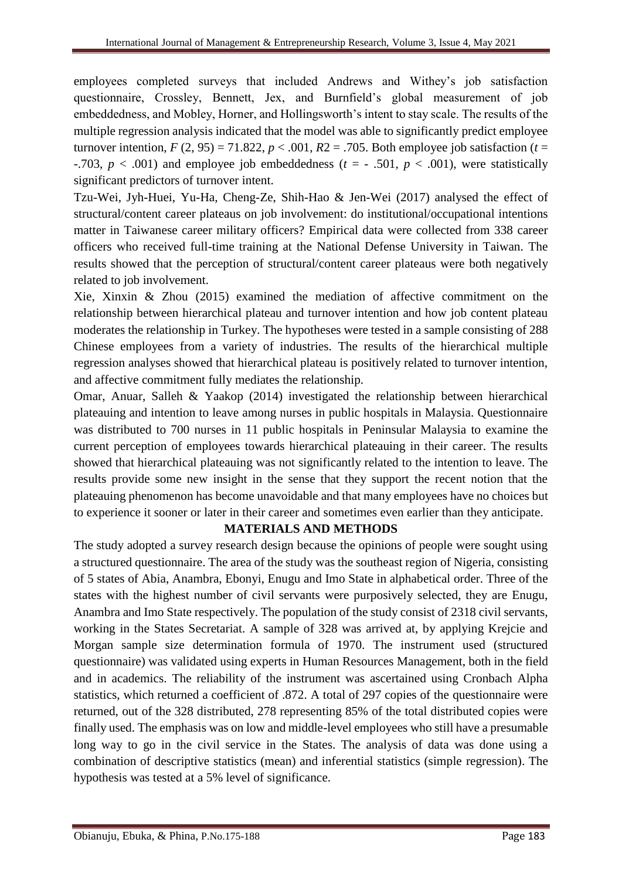employees completed surveys that included Andrews and Withey's job satisfaction questionnaire, Crossley, Bennett, Jex, and Burnfield's global measurement of job embeddedness, and Mobley, Horner, and Hollingsworth's intent to stay scale. The results of the multiple regression analysis indicated that the model was able to significantly predict employee turnover intention, $F\ (2, 95) = 71.822$, $p < .001$, $R2 = .705$. Both employee job satisfaction ($t = -.703$, $p < .001$) and employee job embeddedness ($t = -.501$, $p < .001$), were statistically significant predictors of turnover intent.

Tzu-Wei, Jyh-Huei, Yu-Ha, Cheng-Ze, Shih-Hao & Jen-Wei (2017) analysed the effect of structural/content career plateaus on job involvement: do institutional/occupational intentions matter in Taiwanese career military officers? Empirical data were collected from 338 career officers who received full-time training at the National Defense University in Taiwan. The results showed that the perception of structural/content career plateaus were both negatively related to job involvement.

Xie, Xinxin & Zhou (2015) examined the mediation of affective commitment on the relationship between hierarchical plateau and turnover intention and how job content plateau moderates the relationship in Turkey. The hypotheses were tested in a sample consisting of 288 Chinese employees from a variety of industries. The results of the hierarchical multiple regression analyses showed that hierarchical plateau is positively related to turnover intention, and affective commitment fully mediates the relationship.

Omar, Anuar, Salleh & Yaakop (2014) investigated the relationship between hierarchical plateauing and intention to leave among nurses in public hospitals in Malaysia. Questionnaire was distributed to 700 nurses in 11 public hospitals in Peninsular Malaysia to examine the current perception of employees towards hierarchical plateauing in their career. The results showed that hierarchical plateauing was not significantly related to the intention to leave. The results provide some new insight in the sense that they support the recent notion that the plateauing phenomenon has become unavoidable and that many employees have no choices but to experience it sooner or later in their career and sometimes even earlier than they anticipate.

## MATERIALS AND METHODS

The study adopted a survey research design because the opinions of people were sought using a structured questionnaire. The area of the study was the southeast region of Nigeria, consisting of 5 states of Abia, Anambra, Ebonyi, Enugu and Imo State in alphabetical order. Three of the states with the highest number of civil servants were purposively selected, they are Enugu, Anambra and Imo State respectively. The population of the study consist of 2318 civil servants, working in the States Secretariat. A sample of 328 was arrived at, by applying Krejcie and Morgan sample size determination formula of 1970. The instrument used (structured questionnaire) was validated using experts in Human Resources Management, both in the field and in academics. The reliability of the instrument was ascertained using Cronbach Alpha statistics, which returned a coefficient of .872. A total of 297 copies of the questionnaire were returned, out of the 328 distributed, 278 representing 85% of the total distributed copies were finally used. The emphasis was on low and middle-level employees who still have a presumable long way to go in the civil service in the States. The analysis of data was done using a combination of descriptive statistics (mean) and inferential statistics (simple regression). The hypothesis was tested at a 5% level of significance.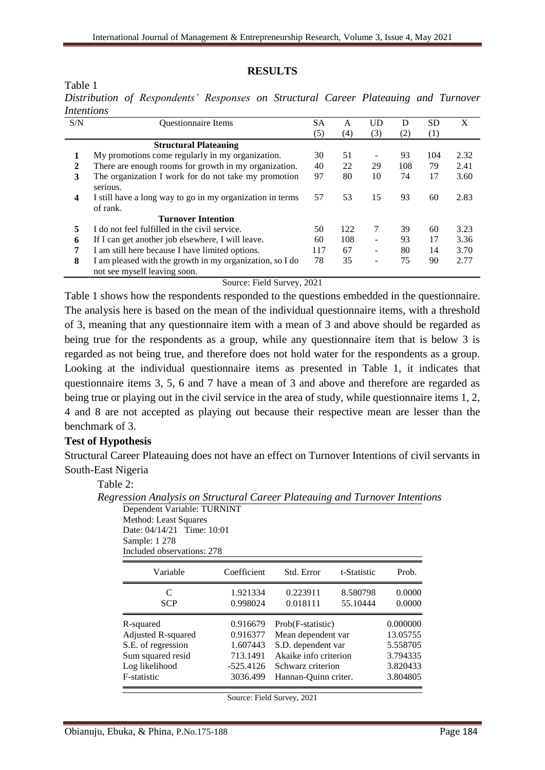## RESULTS

Table 1

*Distribution of Respondents' Responses on Structural Career Plateauing and Turnover Intentions*

| S/N | Questionnaire Items | SA (5) | A (4) | UD (3) | D (2) | SD (1) | X |
|---|---|---|---|---|---|---|---|
| | **Structural Plateauing** | | | | | | |
| **1** | My promotions come regularly in my organization. | 30 | 51 | - | 93 | 104 | 2.32 |
| **2** | There are enough rooms for growth in my organization. | 40 | 22 | 29 | 108 | 79 | 2.41 |
| **3** | The organization I work for do not take my promotion serious. | 97 | 80 | 10 | 74 | 17 | 3.60 |
| **4** | I still have a long way to go in my organization in terms of rank. | 57 | 53 | 15 | 93 | 60 | 2.83 |
| | **Turnover Intention** | | | | | | |
| **5** | I do not feel fulfilled in the civil service. | 50 | 122 | 7 | 39 | 60 | 3.23 |
| **6** | If I can get another job elsewhere, I will leave. | 60 | 108 | - | 93 | 17 | 3.36 |
| **7** | I am still here because I have limited options. | 117 | 67 | - | 80 | 14 | 3.70 |
| **8** | I am pleased with the growth in my organization, so I do not see myself leaving soon. | 78 | 35 | - | 75 | 90 | 2.77 |

Source: Field Survey, 2021

Table 1 shows how the respondents responded to the questions embedded in the questionnaire. The analysis here is based on the mean of the individual questionnaire items, with a threshold of 3, meaning that any questionnaire item with a mean of 3 and above should be regarded as being true for the respondents as a group, while any questionnaire item that is below 3 is regarded as not being true, and therefore does not hold water for the respondents as a group. Looking at the individual questionnaire items as presented in Table 1, it indicates that questionnaire items 3, 5, 6 and 7 have a mean of 3 and above and therefore are regarded as being true or playing out in the civil service in the area of study, while questionnaire items 1, 2, 4 and 8 are not accepted as playing out because their respective mean are lesser than the benchmark of 3.

**Test of Hypothesis**

Structural Career Plateauing does not have an effect on Turnover Intentions of civil servants in South-East Nigeria

Table 2:

*Regression Analysis on Structural Career Plateauing and Turnover Intentions*

Dependent Variable: TURNINT
Method: Least Squares
Date: 04/14/21 Time: 10:01
Sample: 1 278
Included observations: 278

| Variable | Coefficient | Std. Error | t-Statistic | Prob. |
|---|---|---|---|---|
| C | 1.921334 | 0.223911 | 8.580798 | 0.0000 |
| SCP | 0.998024 | 0.018111 | 55.10444 | 0.0000 |

| | | | |
|---|---|---|---|
| R-squared | 0.916679 | Prob(F-statistic) | 0.000000 |
| Adjusted R-squared | 0.916377 | Mean dependent var | 13.05755 |
| S.E. of regression | 1.607443 | S.D. dependent var | 5.558705 |
| Sum squared resid | 713.1491 | Akaike info criterion | 3.794335 |
| Log likelihood | -525.4126 | Schwarz criterion | 3.820433 |
| F-statistic | 3036.499 | Hannan-Quinn criter. | 3.804805 |

Source: Field Survey, 2021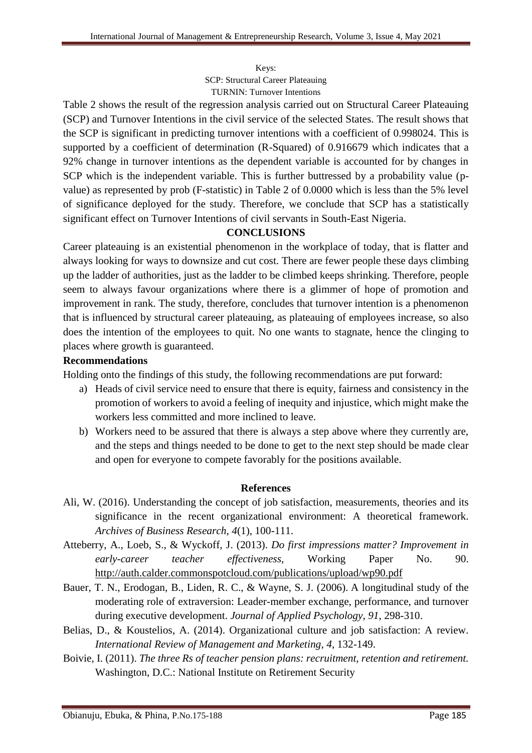Keys:
SCP: Structural Career Plateauing
TURNIN: Turnover Intentions

Table 2 shows the result of the regression analysis carried out on Structural Career Plateauing (SCP) and Turnover Intentions in the civil service of the selected States. The result shows that the SCP is significant in predicting turnover intentions with a coefficient of 0.998024. This is supported by a coefficient of determination (R-Squared) of 0.916679 which indicates that a 92% change in turnover intentions as the dependent variable is accounted for by changes in SCP which is the independent variable. This is further buttressed by a probability value (p-value) as represented by prob (F-statistic) in Table 2 of 0.0000 which is less than the 5% level of significance deployed for the study. Therefore, we conclude that SCP has a statistically significant effect on Turnover Intentions of civil servants in South-East Nigeria.

## CONCLUSIONS

Career plateauing is an existential phenomenon in the workplace of today, that is flatter and always looking for ways to downsize and cut cost. There are fewer people these days climbing up the ladder of authorities, just as the ladder to be climbed keeps shrinking. Therefore, people seem to always favour organizations where there is a glimmer of hope of promotion and improvement in rank. The study, therefore, concludes that turnover intention is a phenomenon that is influenced by structural career plateauing, as plateauing of employees increase, so also does the intention of the employees to quit. No one wants to stagnate, hence the clinging to places where growth is guaranteed.

### Recommendations

Holding onto the findings of this study, the following recommendations are put forward:

a) Heads of civil service need to ensure that there is equity, fairness and consistency in the promotion of workers to avoid a feeling of inequity and injustice, which might make the workers less committed and more inclined to leave.

b) Workers need to be assured that there is always a step above where they currently are, and the steps and things needed to be done to get to the next step should be made clear and open for everyone to compete favorably for the positions available.

## References

Ali, W. (2016). Understanding the concept of job satisfaction, measurements, theories and its significance in the recent organizational environment: A theoretical framework. *Archives of Business Research, 4*(1), 100-111.

Atteberry, A., Loeb, S., & Wyckoff, J. (2013). *Do first impressions matter? Improvement in early-career teacher effectiveness*, Working Paper No. 90. http://auth.calder.commonspotcloud.com/publications/upload/wp90.pdf

Bauer, T. N., Erodogan, B., Liden, R. C., & Wayne, S. J. (2006). A longitudinal study of the moderating role of extraversion: Leader-member exchange, performance, and turnover during executive development. *Journal of Applied Psychology, 91*, 298-310.

Belias, D., & Koustelios, A. (2014). Organizational culture and job satisfaction: A review. *International Review of Management and Marketing, 4*, 132-149.

Boivie, I. (2011). *The three Rs of teacher pension plans: recruitment, retention and retirement.* Washington, D.C.: National Institute on Retirement Security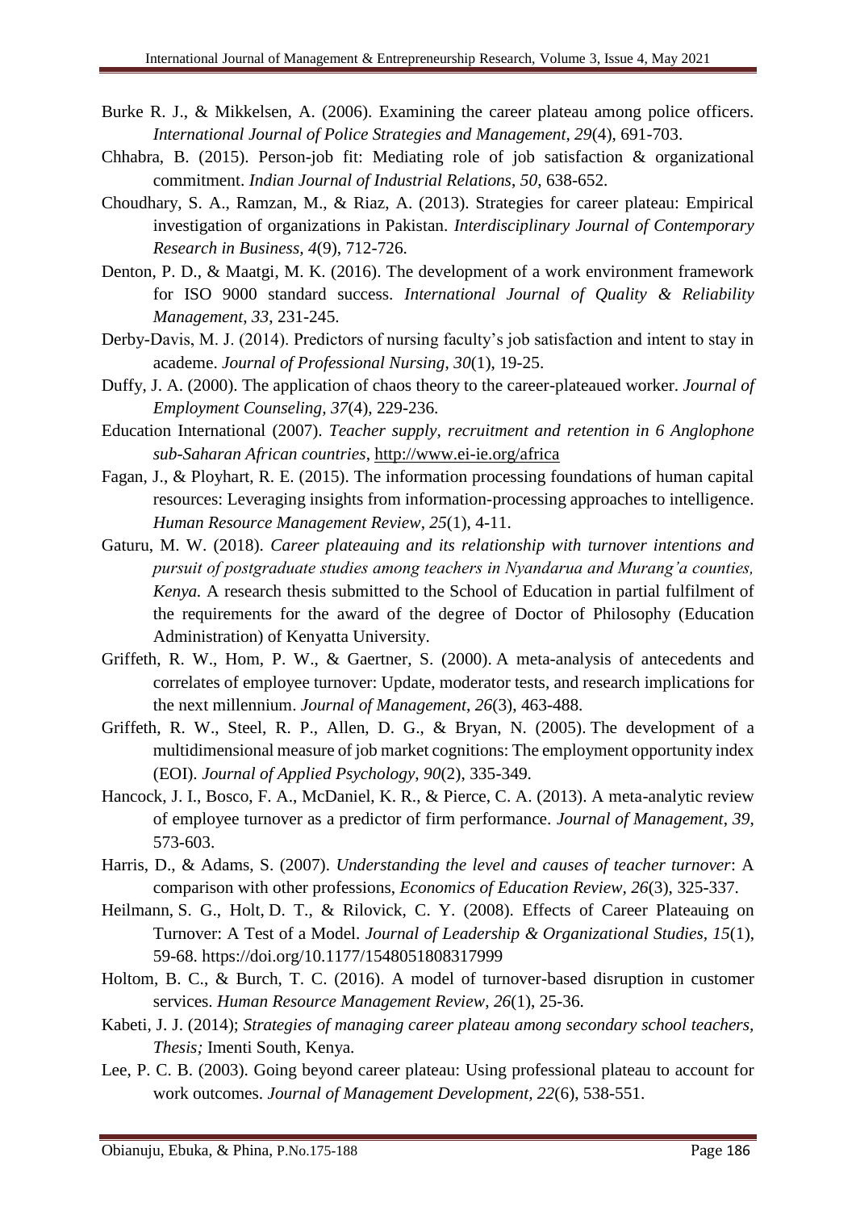Burke R. J., & Mikkelsen, A. (2006). Examining the career plateau among police officers. *International Journal of Police Strategies and Management, 29*(4), 691-703.

Chhabra, B. (2015). Person-job fit: Mediating role of job satisfaction & organizational commitment. *Indian Journal of Industrial Relations*, *50*, 638-652.

Choudhary, S. A., Ramzan, M., & Riaz, A. (2013). Strategies for career plateau: Empirical investigation of organizations in Pakistan. *Interdisciplinary Journal of Contemporary Research in Business*, *4*(9), 712-726.

Denton, P. D., & Maatgi, M. K. (2016). The development of a work environment framework for ISO 9000 standard success. *International Journal of Quality & Reliability Management*, *33*, 231-245.

Derby-Davis, M. J. (2014). Predictors of nursing faculty's job satisfaction and intent to stay in academe. *Journal of Professional Nursing*, *30*(1), 19-25.

Duffy, J. A. (2000). The application of chaos theory to the career-plateaued worker. *Journal of Employment Counseling, 37*(4), 229-236.

Education International (2007). *Teacher supply, recruitment and retention in 6 Anglophone sub-Saharan African countries*, http://www.ei-ie.org/africa

Fagan, J., & Ployhart, R. E. (2015). The information processing foundations of human capital resources: Leveraging insights from information-processing approaches to intelligence. *Human Resource Management Review*, *25*(1), 4-11.

Gaturu, M. W. (2018). *Career plateauing and its relationship with turnover intentions and pursuit of postgraduate studies among teachers in Nyandarua and Murang'a counties, Kenya.* A research thesis submitted to the School of Education in partial fulfilment of the requirements for the award of the degree of Doctor of Philosophy (Education Administration) of Kenyatta University.

Griffeth, R. W., Hom, P. W., & Gaertner, S. (2000). A meta-analysis of antecedents and correlates of employee turnover: Update, moderator tests, and research implications for the next millennium. *Journal of Management*, *26*(3), 463-488.

Griffeth, R. W., Steel, R. P., Allen, D. G., & Bryan, N. (2005). The development of a multidimensional measure of job market cognitions: The employment opportunity index (EOI). *Journal of Applied Psychology*, *90*(2), 335-349.

Hancock, J. I., Bosco, F. A., McDaniel, K. R., & Pierce, C. A. (2013). A meta-analytic review of employee turnover as a predictor of firm performance. *Journal of Management*, *39*, 573-603.

Harris, D., & Adams, S. (2007). *Understanding the level and causes of teacher turnover*: A comparison with other professions, *Economics of Education Review*, *26*(3), 325-337.

Heilmann, S. G., Holt, D. T., & Rilovick, C. Y. (2008). Effects of Career Plateauing on Turnover: A Test of a Model. *Journal of Leadership & Organizational Studies, 15*(1), 59-68. https://doi.org/10.1177/1548051808317999

Holtom, B. C., & Burch, T. C. (2016). A model of turnover-based disruption in customer services. *Human Resource Management Review*, *26*(1), 25-36.

Kabeti, J. J. (2014); *Strategies of managing career plateau among secondary school teachers, Thesis;* Imenti South, Kenya.

Lee, P. C. B. (2003). Going beyond career plateau: Using professional plateau to account for work outcomes. *Journal of Management Development*, *22*(6), 538-551.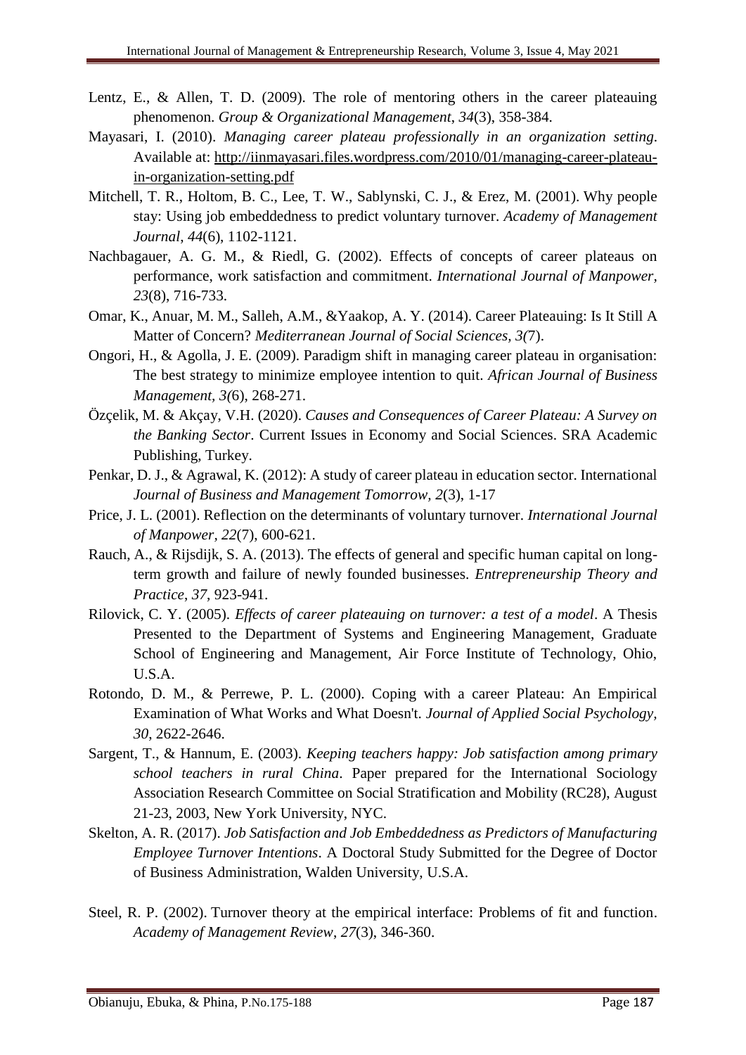Lentz, E., & Allen, T. D. (2009). The role of mentoring others in the career plateauing phenomenon. *Group & Organizational Management*, *34*(3), 358-384.

Mayasari, I. (2010). *Managing career plateau professionally in an organization setting*. Available at: http://iinmayasari.files.wordpress.com/2010/01/managing-career-plateau-in-organization-setting.pdf

Mitchell, T. R., Holtom, B. C., Lee, T. W., Sablynski, C. J., & Erez, M. (2001). Why people stay: Using job embeddedness to predict voluntary turnover. *Academy of Management Journal*, *44*(6), 1102-1121.

Nachbagauer, A. G. M., & Riedl, G. (2002). Effects of concepts of career plateaus on performance, work satisfaction and commitment. *International Journal of Manpower, 23*(8), 716-733.

Omar, K., Anuar, M. M., Salleh, A.M., &Yaakop, A. Y. (2014). Career Plateauing: Is It Still A Matter of Concern? *Mediterranean Journal of Social Sciences, 3(*7).

Ongori, H., & Agolla, J. E. (2009). Paradigm shift in managing career plateau in organisation: The best strategy to minimize employee intention to quit. *African Journal of Business Management, 3(*6), 268-271.

Özçelik, M. & Akçay, V.H. (2020). *Causes and Consequences of Career Plateau: A Survey on the Banking Sector*. Current Issues in Economy and Social Sciences. SRA Academic Publishing, Turkey.

Penkar, D. J., & Agrawal, K. (2012): A study of career plateau in education sector. International *Journal of Business and Management Tomorrow*, *2*(3), 1-17

Price, J. L. (2001). Reflection on the determinants of voluntary turnover. *International Journal of Manpower, 22*(7), 600-621.

Rauch, A., & Rijsdijk, S. A. (2013). The effects of general and specific human capital on long-term growth and failure of newly founded businesses. *Entrepreneurship Theory and Practice*, *37*, 923-941.

Rilovick, C. Y. (2005). *Effects of career plateauing on turnover: a test of a model*. A Thesis Presented to the Department of Systems and Engineering Management, Graduate School of Engineering and Management, Air Force Institute of Technology, Ohio, U.S.A.

Rotondo, D. M., & Perrewe, P. L. (2000). Coping with a career Plateau: An Empirical Examination of What Works and What Doesn't. *Journal of Applied Social Psychology, 30*, 2622-2646.

Sargent, T., & Hannum, E. (2003). *Keeping teachers happy: Job satisfaction among primary school teachers in rural China*. Paper prepared for the International Sociology Association Research Committee on Social Stratification and Mobility (RC28), August 21-23, 2003, New York University, NYC.

Skelton, A. R. (2017). *Job Satisfaction and Job Embeddedness as Predictors of Manufacturing Employee Turnover Intentions*. A Doctoral Study Submitted for the Degree of Doctor of Business Administration, Walden University, U.S.A.

Steel, R. P. (2002). Turnover theory at the empirical interface: Problems of fit and function. *Academy of Management Review*, *27*(3), 346-360.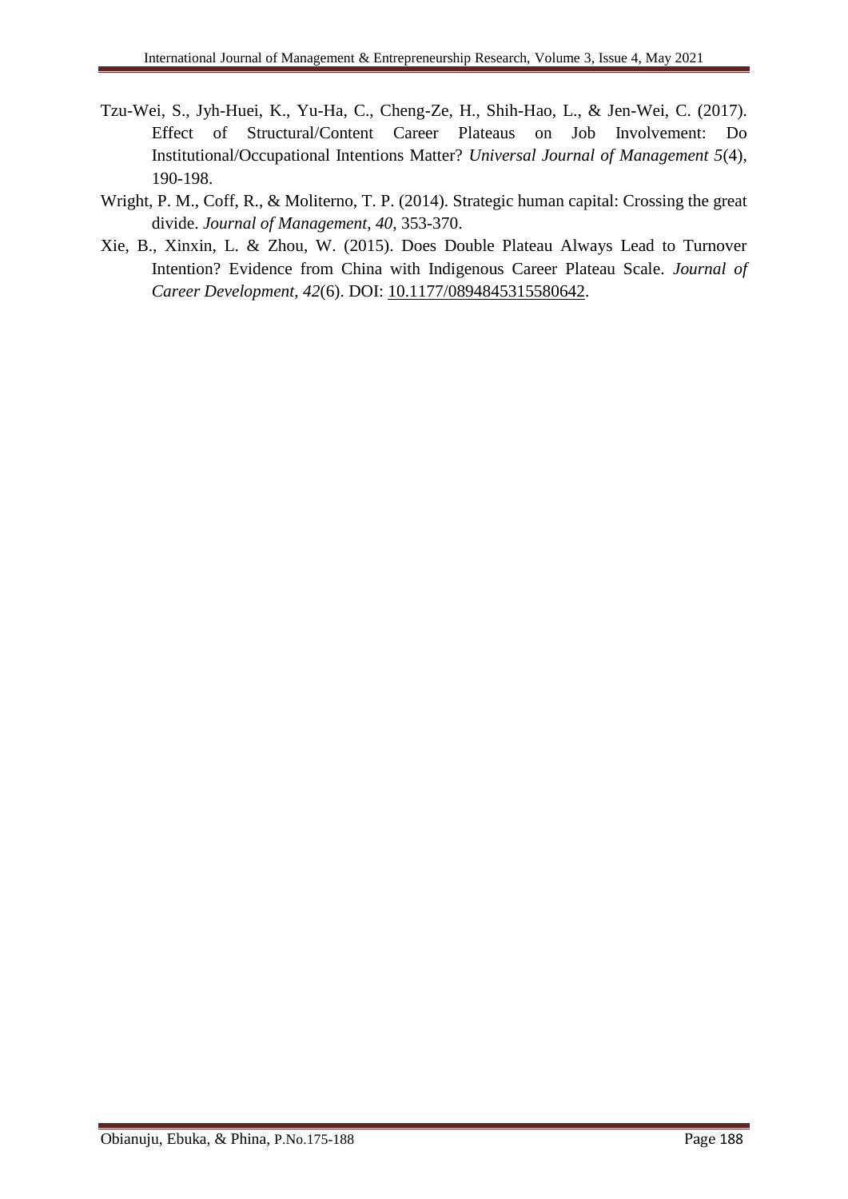Tzu-Wei, S., Jyh-Huei, K., Yu-Ha, C., Cheng-Ze, H., Shih-Hao, L., & Jen-Wei, C. (2017). Effect of Structural/Content Career Plateaus on Job Involvement: Do Institutional/Occupational Intentions Matter? *Universal Journal of Management 5*(4), 190-198.

Wright, P. M., Coff, R., & Moliterno, T. P. (2014). Strategic human capital: Crossing the great divide. *Journal of Management*, *40*, 353-370.

Xie, B., Xinxin, L. & Zhou, W. (2015). Does Double Plateau Always Lead to Turnover Intention? Evidence from China with Indigenous Career Plateau Scale. *Journal of Career Development*, *42*(6). DOI: 10.1177/0894845315580642.